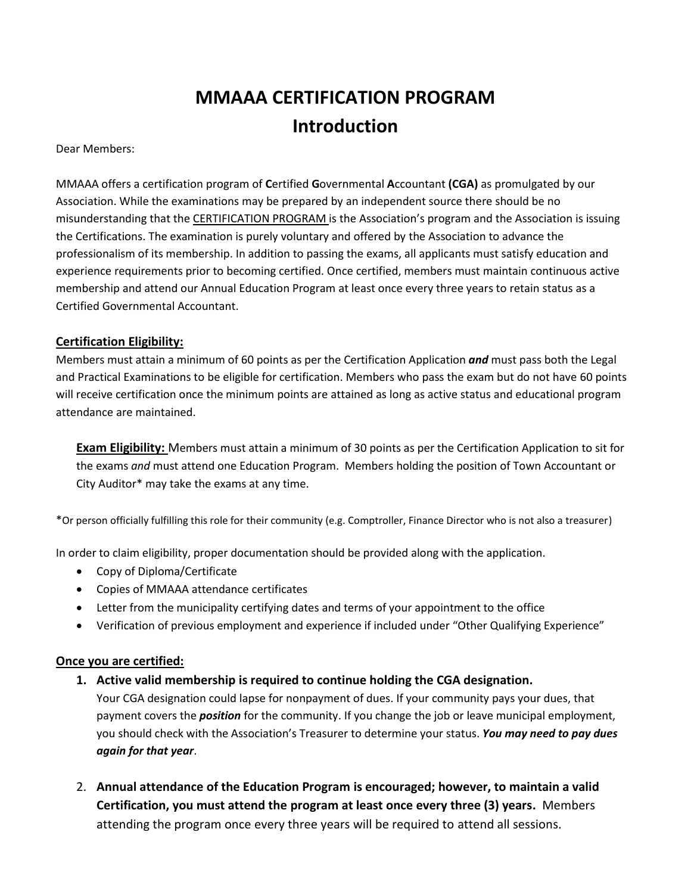# MMAAA CERTIFICATION PROGRAM
# Introduction

Dear Members:

MMAAA offers a certification program of **C**ertified **G**overnmental **A**ccountant **(CGA)** as promulgated by our Association. While the examinations may be prepared by an independent source there should be no misunderstanding that the <u>CERTIFICATION PROGRAM</u> is the Association's program and the Association is issuing the Certifications. The examination is purely voluntary and offered by the Association to advance the professionalism of its membership. In addition to passing the exams, all applicants must satisfy education and experience requirements prior to becoming certified. Once certified, members must maintain continuous active membership and attend our Annual Education Program at least once every three years to retain status as a Certified Governmental Accountant.

## Certification Eligibility:

Members must attain a minimum of 60 points as per the Certification Application ***and*** must pass both the Legal and Practical Examinations to be eligible for certification. Members who pass the exam but do not have 60 points will receive certification once the minimum points are attained as long as active status and educational program attendance are maintained.

> **Exam Eligibility:** Members must attain a minimum of 30 points as per the Certification Application to sit for the exams *and* must attend one Education Program. Members holding the position of Town Accountant or City Auditor* may take the exams at any time.

*Or person officially fulfilling this role for their community (e.g. Comptroller, Finance Director who is not also a treasurer)

In order to claim eligibility, proper documentation should be provided along with the application.

- Copy of Diploma/Certificate
- Copies of MMAAA attendance certificates
- Letter from the municipality certifying dates and terms of your appointment to the office
- Verification of previous employment and experience if included under "Other Qualifying Experience"

## Once you are certified:

1. **Active valid membership is required to continue holding the CGA designation.**
   Your CGA designation could lapse for nonpayment of dues. If your community pays your dues, that payment covers the ***position*** for the community. If you change the job or leave municipal employment, you should check with the Association's Treasurer to determine your status. ***You may need to pay dues again for that year***.

2. **Annual attendance of the Education Program is encouraged; however, to maintain a valid Certification, you must attend the program at least once every three (3) years.** Members attending the program once every three years will be required to attend all sessions.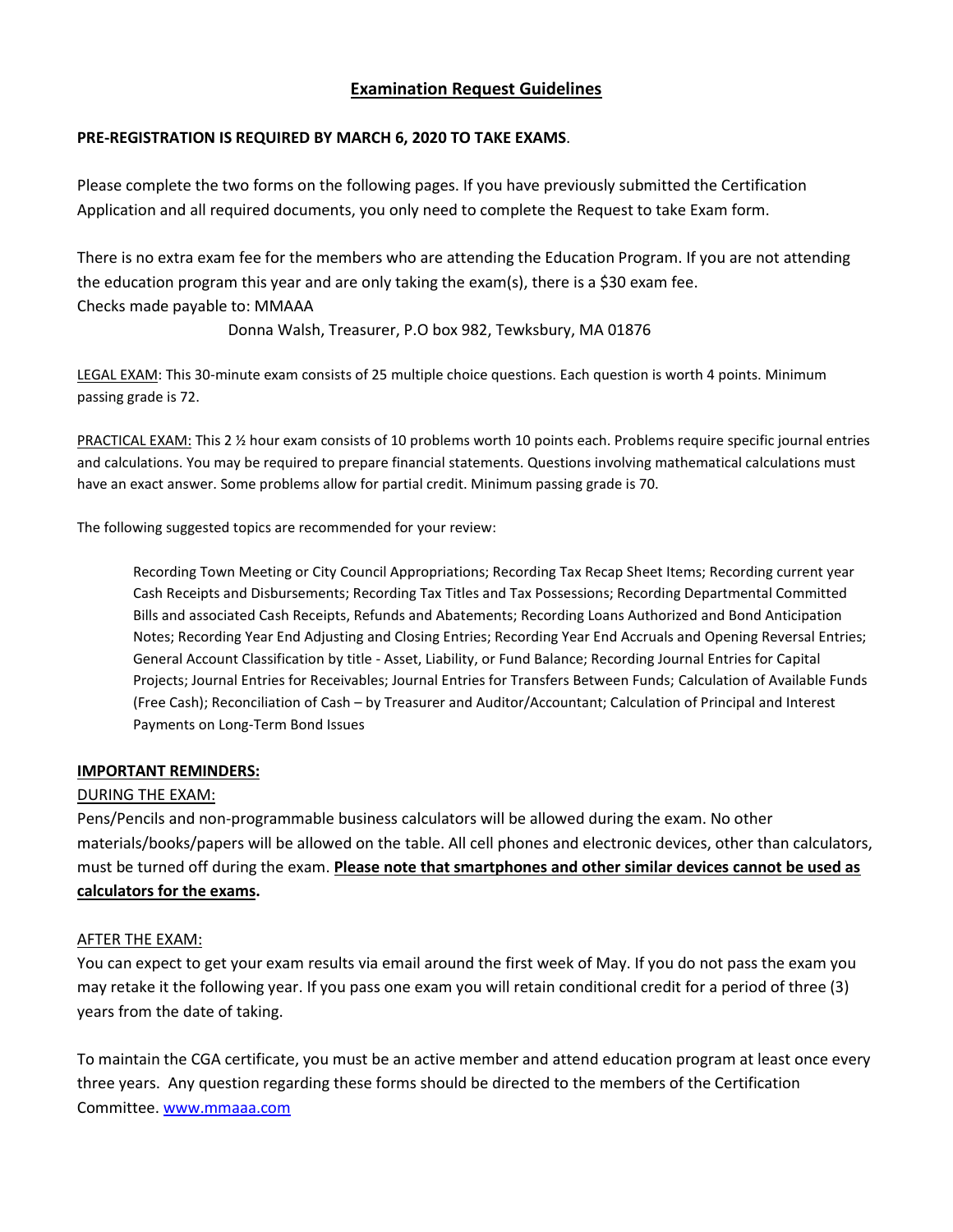# Examination Request Guidelines

**PRE-REGISTRATION IS REQUIRED BY MARCH 6, 2020 TO TAKE EXAMS**.

Please complete the two forms on the following pages. If you have previously submitted the Certification Application and all required documents, you only need to complete the Request to take Exam form.

There is no extra exam fee for the members who are attending the Education Program. If you are not attending the education program this year and are only taking the exam(s), there is a $30 exam fee.
Checks made payable to: MMAAA

Donna Walsh, Treasurer, P.O box 982, Tewksbury, MA 01876

LEGAL EXAM: This 30-minute exam consists of 25 multiple choice questions. Each question is worth 4 points. Minimum passing grade is 72.

PRACTICAL EXAM: This 2 ½ hour exam consists of 10 problems worth 10 points each. Problems require specific journal entries and calculations. You may be required to prepare financial statements. Questions involving mathematical calculations must have an exact answer. Some problems allow for partial credit. Minimum passing grade is 70.

The following suggested topics are recommended for your review:

> Recording Town Meeting or City Council Appropriations; Recording Tax Recap Sheet Items; Recording current year Cash Receipts and Disbursements; Recording Tax Titles and Tax Possessions; Recording Departmental Committed Bills and associated Cash Receipts, Refunds and Abatements; Recording Loans Authorized and Bond Anticipation Notes; Recording Year End Adjusting and Closing Entries; Recording Year End Accruals and Opening Reversal Entries; General Account Classification by title - Asset, Liability, or Fund Balance; Recording Journal Entries for Capital Projects; Journal Entries for Receivables; Journal Entries for Transfers Between Funds; Calculation of Available Funds (Free Cash); Reconciliation of Cash – by Treasurer and Auditor/Accountant; Calculation of Principal and Interest Payments on Long-Term Bond Issues

**IMPORTANT REMINDERS:**

DURING THE EXAM:

Pens/Pencils and non-programmable business calculators will be allowed during the exam. No other materials/books/papers will be allowed on the table. All cell phones and electronic devices, other than calculators, must be turned off during the exam. **Please note that smartphones and other similar devices cannot be used as calculators for the exams.**

AFTER THE EXAM:

You can expect to get your exam results via email around the first week of May. If you do not pass the exam you may retake it the following year. If you pass one exam you will retain conditional credit for a period of three (3) years from the date of taking.

To maintain the CGA certificate, you must be an active member and attend education program at least once every three years. Any question regarding these forms should be directed to the members of the Certification Committee. www.mmaaa.com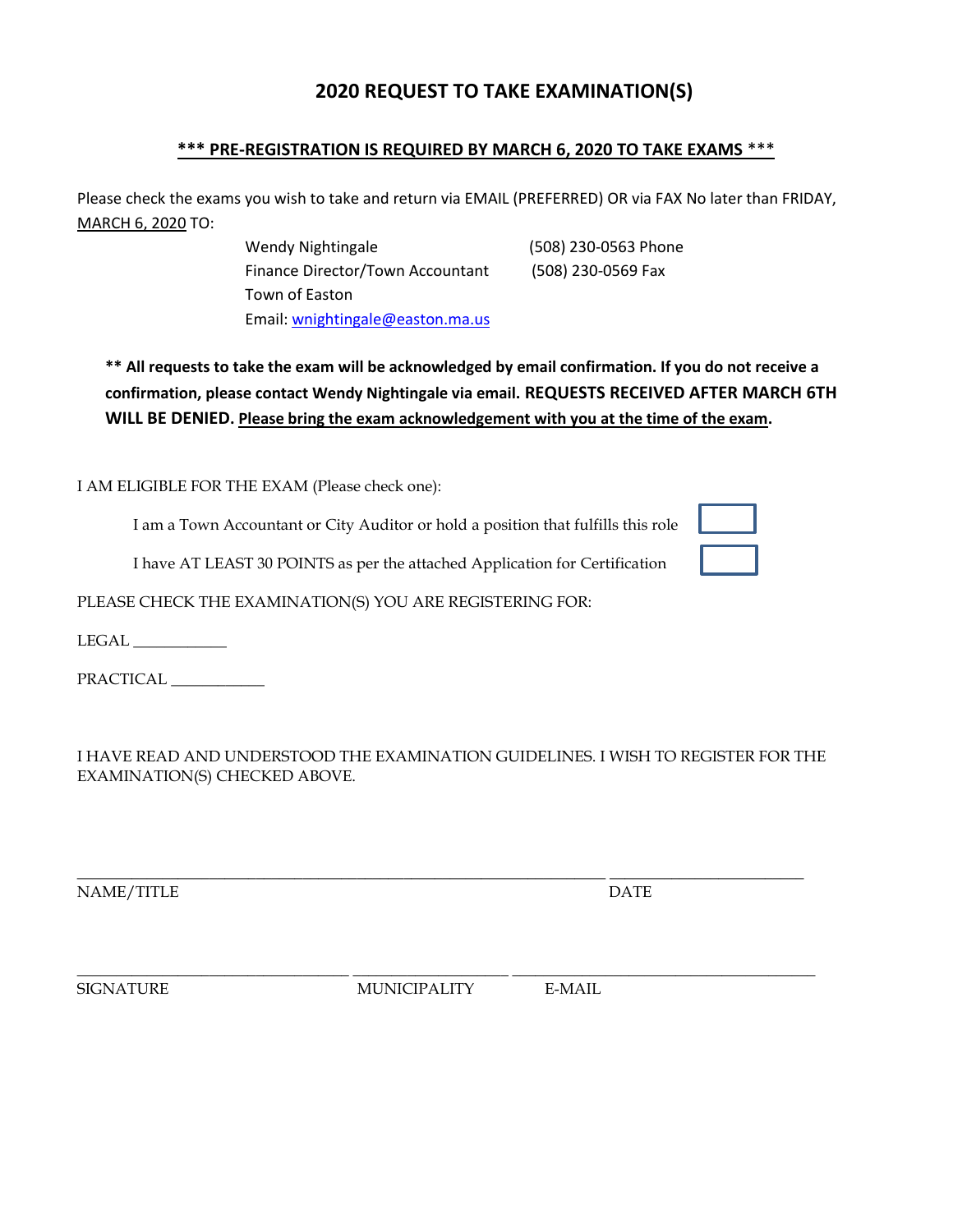# 2020 REQUEST TO TAKE EXAMINATION(S)

**<u>*** PRE-REGISTRATION IS REQUIRED BY MARCH 6, 2020 TO TAKE EXAMS ***</u>**

Please check the exams you wish to take and return via EMAIL (PREFERRED) OR via FAX No later than FRIDAY, <u>MARCH 6, 2020</u> TO:

Wendy Nightingale  
Finance Director/Town Accountant  
Town of Easton  
Email: wnightingale@easton.ma.us

(508) 230-0563 Phone  
(508) 230-0569 Fax

**** All requests to take the exam will be acknowledged by email confirmation. If you do not receive a confirmation, please contact Wendy Nightingale via email. REQUESTS RECEIVED AFTER MARCH 6TH WILL BE DENIED. <u>Please bring the exam acknowledgement with you at the time of the exam</u>.**

I AM ELIGIBLE FOR THE EXAM (Please check one):

I am a Town Accountant or City Auditor or hold a position that fulfills this role ☐

I have AT LEAST 30 POINTS as per the attached Application for Certification ☐

PLEASE CHECK THE EXAMINATION(S) YOU ARE REGISTERING FOR:

LEGAL ___________

PRACTICAL ___________

I HAVE READ AND UNDERSTOOD THE EXAMINATION GUIDELINES. I WISH TO REGISTER FOR THE EXAMINATION(S) CHECKED ABOVE.

_____________________________________________ ________________________

NAME/TITLE DATE

_________________________ _______________ ____________________________

SIGNATURE MUNICIPALITY E-MAIL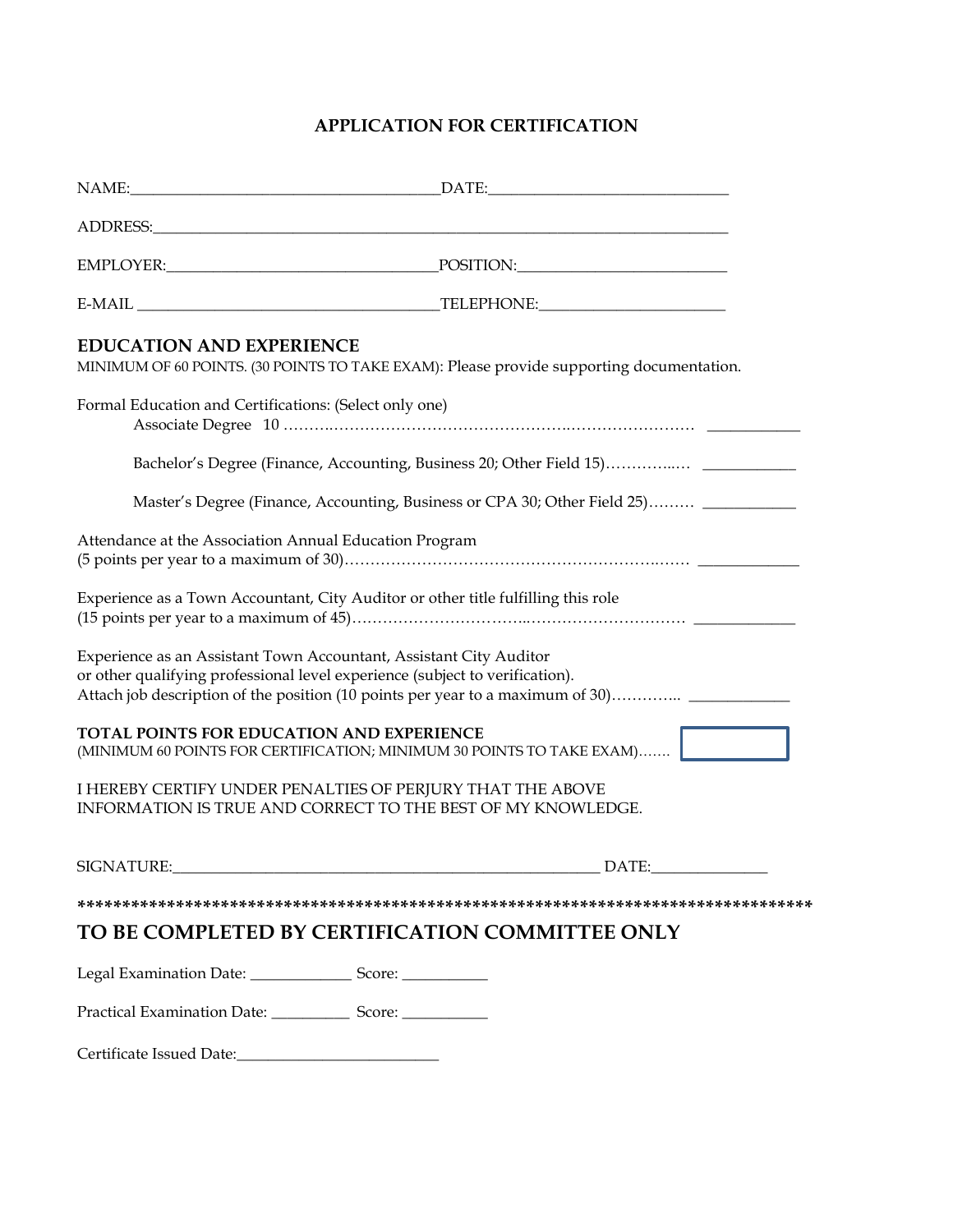# APPLICATION FOR CERTIFICATION

NAME:______________________________________DATE:______________________________

ADDRESS:______________________________________________________________________

EMPLOYER:_________________________________POSITION:__________________________

E-MAIL _____________________________________TELEPHONE:______________________

## EDUCATION AND EXPERIENCE

MINIMUM OF 60 POINTS. (30 POINTS TO TAKE EXAM): Please provide supporting documentation.

Formal Education and Certifications: (Select only one)

Associate Degree 10 ……………………………………………………………………… ___________

Bachelor's Degree (Finance, Accounting, Business 20; Other Field 15)…………..… ___________

Master's Degree (Finance, Accounting, Business or CPA 30; Other Field 25)……… ___________

Attendance at the Association Annual Education Program
(5 points per year to a maximum of 30)……………………………………………………… ____________

Experience as a Town Accountant, City Auditor or other title fulfilling this role
(15 points per year to a maximum of 45)…………………………………………………… ____________

Experience as an Assistant Town Accountant, Assistant City Auditor
or other qualifying professional level experience (subject to verification).
Attach job description of the position (10 points per year to a maximum of 30)………….. ____________

**TOTAL POINTS FOR EDUCATION AND EXPERIENCE**
(MINIMUM 60 POINTS FOR CERTIFICATION; MINIMUM 30 POINTS TO TAKE EXAM)……. [ ]

I HEREBY CERTIFY UNDER PENALTIES OF PERJURY THAT THE ABOVE INFORMATION IS TRUE AND CORRECT TO THE BEST OF MY KNOWLEDGE.

SIGNATURE:____________________________________________________ DATE:______________

******************************************************************************************

## TO BE COMPLETED BY CERTIFICATION COMMITTEE ONLY

Legal Examination Date: ____________ Score: __________

Practical Examination Date: _________ Score: __________

Certificate Issued Date:_________________________